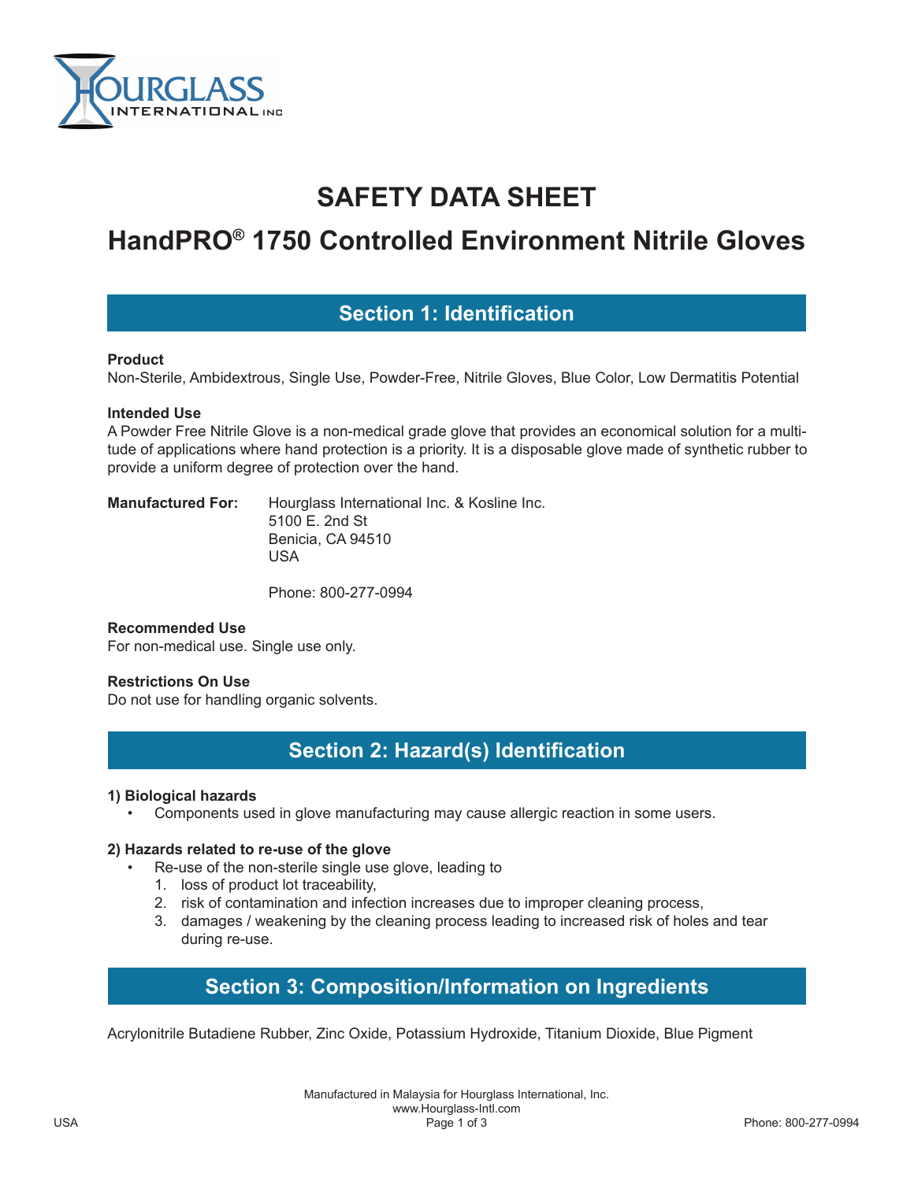# SAFETY DATA SHEET

# HandPRO® 1750 Controlled Environment Nitrile Gloves

## Section 1: Identification

**Product**

Non-Sterile, Ambidextrous, Single Use, Powder-Free, Nitrile Gloves, Blue Color, Low Dermatitis Potential

**Intended Use**

A Powder Free Nitrile Glove is a non-medical grade glove that provides an economical solution for a multitude of applications where hand protection is a priority. It is a disposable glove made of synthetic rubber to provide a uniform degree of protection over the hand.

**Manufactured For:** Hourglass International Inc. & Kosline Inc.
5100 E. 2nd St
Benicia, CA 94510
USA

Phone: 800-277-0994

**Recommended Use**

For non-medical use. Single use only.

**Restrictions On Use**

Do not use for handling organic solvents.

## Section 2: Hazard(s) Identification

**1) Biological hazards**

- Components used in glove manufacturing may cause allergic reaction in some users.

**2) Hazards related to re-use of the glove**

- Re-use of the non-sterile single use glove, leading to
  1. loss of product lot traceability,
  2. risk of contamination and infection increases due to improper cleaning process,
  3. damages / weakening by the cleaning process leading to increased risk of holes and tear during re-use.

## Section 3: Composition/Information on Ingredients

Acrylonitrile Butadiene Rubber, Zinc Oxide, Potassium Hydroxide, Titanium Dioxide, Blue Pigment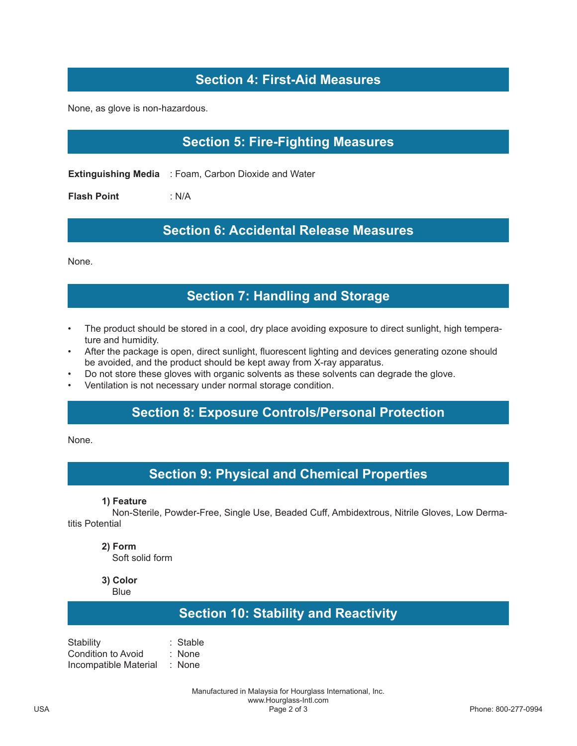## Section 4: First-Aid Measures

None, as glove is non-hazardous.

## Section 5: Fire-Fighting Measures

**Extinguishing Media** : Foam, Carbon Dioxide and Water

**Flash Point** : N/A

## Section 6: Accidental Release Measures

None.

## Section 7: Handling and Storage

- The product should be stored in a cool, dry place avoiding exposure to direct sunlight, high temperature and humidity.
- After the package is open, direct sunlight, fluorescent lighting and devices generating ozone should be avoided, and the product should be kept away from X-ray apparatus.
- Do not store these gloves with organic solvents as these solvents can degrade the glove.
- Ventilation is not necessary under normal storage condition.

## Section 8: Exposure Controls/Personal Protection

None.

## Section 9: Physical and Chemical Properties

**1) Feature**

Non-Sterile, Powder-Free, Single Use, Beaded Cuff, Ambidextrous, Nitrile Gloves, Low Dermatitis Potential

**2) Form**

Soft solid form

**3) Color**

Blue

## Section 10: Stability and Reactivity

Stability : Stable
Condition to Avoid : None
Incompatible Material : None

Manufactured in Malaysia for Hourglass International, Inc.
www.Hourglass-Intl.com

USA Phone: 800-277-0994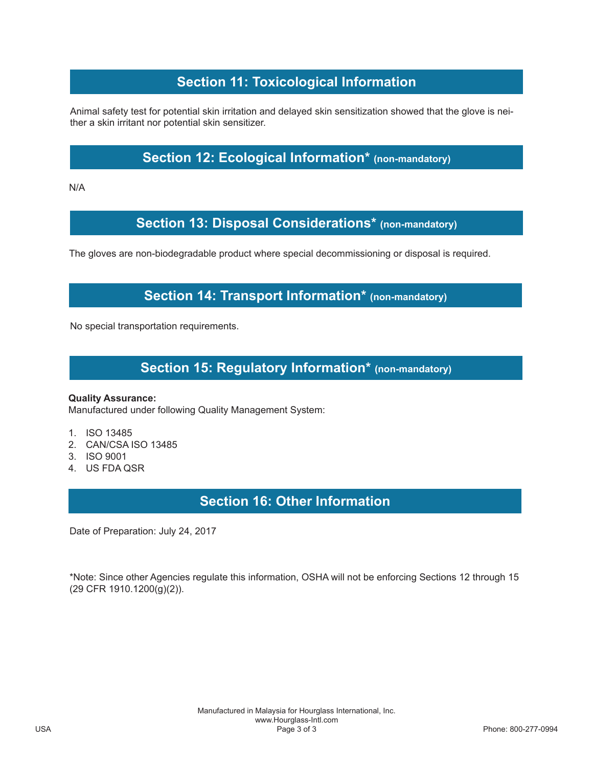## Section 11: Toxicological Information

Animal safety test for potential skin irritation and delayed skin sensitization showed that the glove is neither a skin irritant nor potential skin sensitizer.

## Section 12: Ecological Information* (non-mandatory)

N/A

## Section 13: Disposal Considerations* (non-mandatory)

The gloves are non-biodegradable product where special decommissioning or disposal is required.

## Section 14: Transport Information* (non-mandatory)

No special transportation requirements.

## Section 15: Regulatory Information* (non-mandatory)

**Quality Assurance:**
Manufactured under following Quality Management System:

1. ISO 13485
2. CAN/CSA ISO 13485
3. ISO 9001
4. US FDA QSR

## Section 16: Other Information

Date of Preparation: July 24, 2017

*Note: Since other Agencies regulate this information, OSHA will not be enforcing Sections 12 through 15 (29 CFR 1910.1200(g)(2)).

Manufactured in Malaysia for Hourglass International, Inc.
www.Hourglass-Intl.com
USA
Phone: 800-277-0994